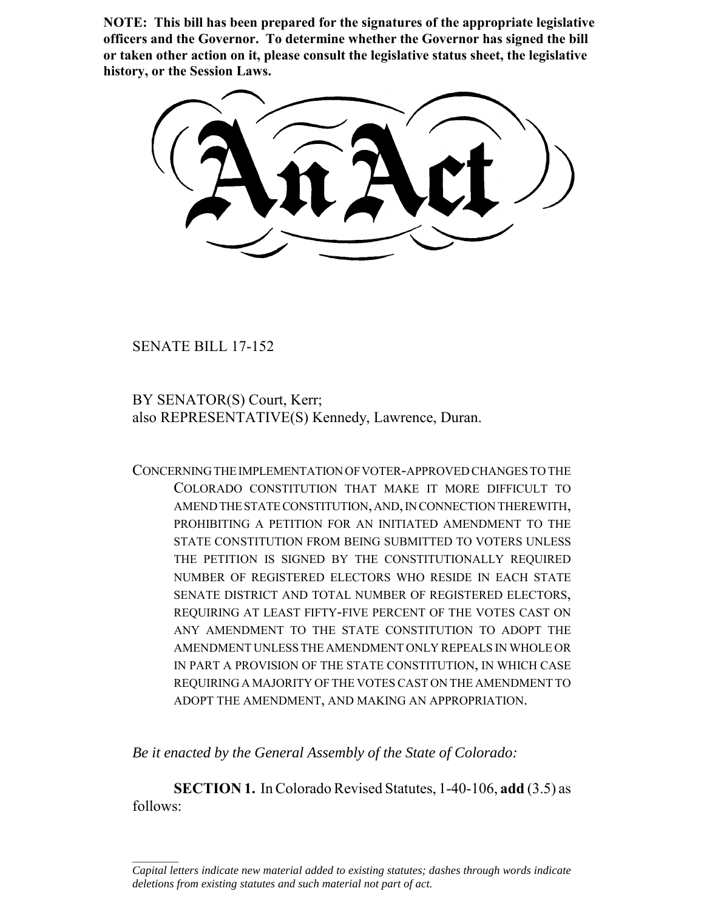**NOTE: This bill has been prepared for the signatures of the appropriate legislative officers and the Governor. To determine whether the Governor has signed the bill or taken other action on it, please consult the legislative status sheet, the legislative history, or the Session Laws.**

# An Act

SENATE BILL 17-152

BY SENATOR(S) Court, Kerr;
also REPRESENTATIVE(S) Kennedy, Lawrence, Duran.

CONCERNING THE IMPLEMENTATION OF VOTER-APPROVED CHANGES TO THE COLORADO CONSTITUTION THAT MAKE IT MORE DIFFICULT TO AMEND THE STATE CONSTITUTION, AND, IN CONNECTION THEREWITH, PROHIBITING A PETITION FOR AN INITIATED AMENDMENT TO THE STATE CONSTITUTION FROM BEING SUBMITTED TO VOTERS UNLESS THE PETITION IS SIGNED BY THE CONSTITUTIONALLY REQUIRED NUMBER OF REGISTERED ELECTORS WHO RESIDE IN EACH STATE SENATE DISTRICT AND TOTAL NUMBER OF REGISTERED ELECTORS, REQUIRING AT LEAST FIFTY-FIVE PERCENT OF THE VOTES CAST ON ANY AMENDMENT TO THE STATE CONSTITUTION TO ADOPT THE AMENDMENT UNLESS THE AMENDMENT ONLY REPEALS IN WHOLE OR IN PART A PROVISION OF THE STATE CONSTITUTION, IN WHICH CASE REQUIRING A MAJORITY OF THE VOTES CAST ON THE AMENDMENT TO ADOPT THE AMENDMENT, AND MAKING AN APPROPRIATION.

*Be it enacted by the General Assembly of the State of Colorado:*

**SECTION 1.** In Colorado Revised Statutes, 1-40-106, **add** (3.5) as follows:

*Capital letters indicate new material added to existing statutes; dashes through words indicate deletions from existing statutes and such material not part of act.*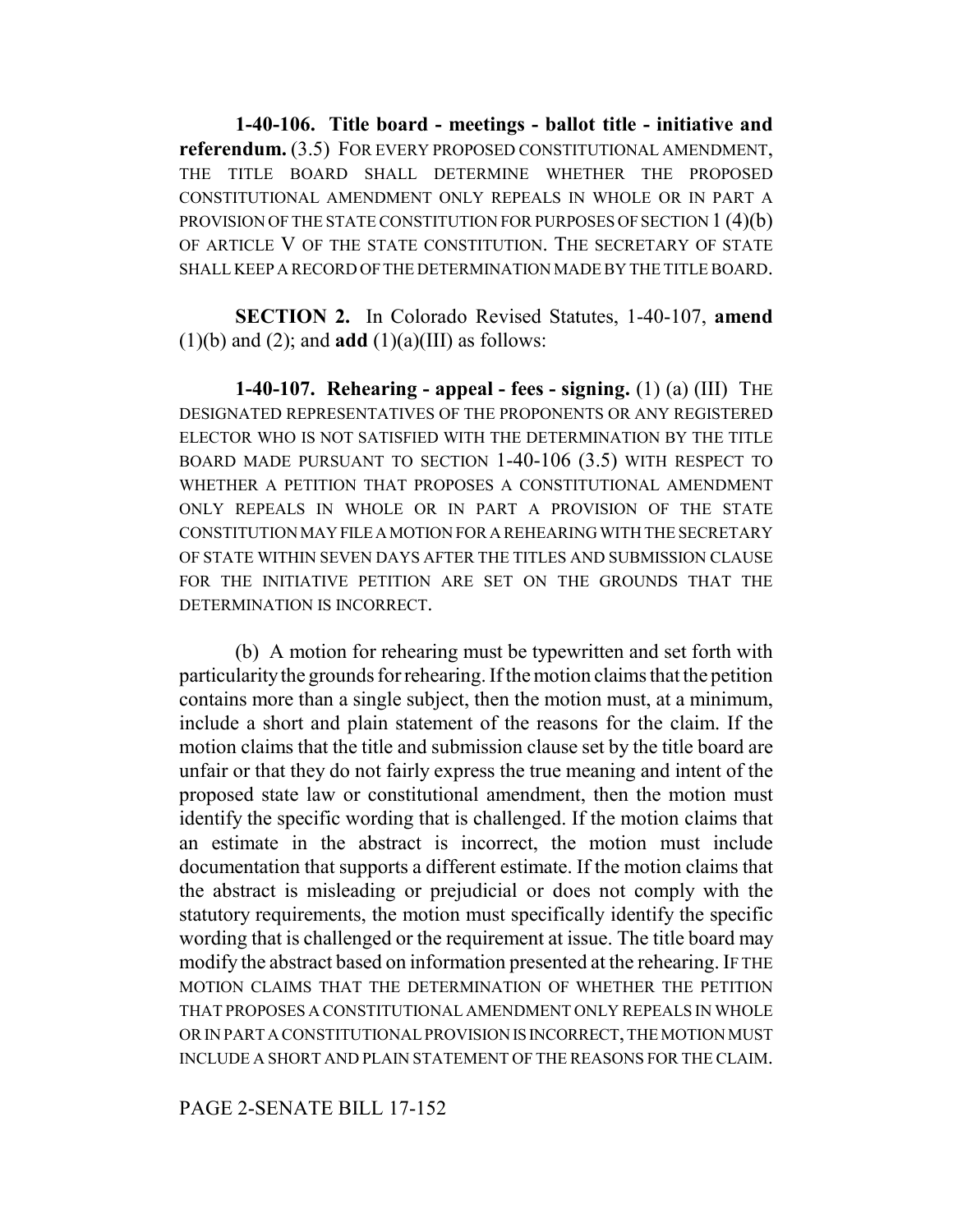**1-40-106. Title board - meetings - ballot title - initiative and referendum.** (3.5) FOR EVERY PROPOSED CONSTITUTIONAL AMENDMENT, THE TITLE BOARD SHALL DETERMINE WHETHER THE PROPOSED CONSTITUTIONAL AMENDMENT ONLY REPEALS IN WHOLE OR IN PART A PROVISION OF THE STATE CONSTITUTION FOR PURPOSES OF SECTION 1 (4)(b) OF ARTICLE V OF THE STATE CONSTITUTION. THE SECRETARY OF STATE SHALL KEEP A RECORD OF THE DETERMINATION MADE BY THE TITLE BOARD.

**SECTION 2.** In Colorado Revised Statutes, 1-40-107, **amend** (1)(b) and (2); and **add** (1)(a)(III) as follows:

**1-40-107. Rehearing - appeal - fees - signing.** (1) (a) (III) THE DESIGNATED REPRESENTATIVES OF THE PROPONENTS OR ANY REGISTERED ELECTOR WHO IS NOT SATISFIED WITH THE DETERMINATION BY THE TITLE BOARD MADE PURSUANT TO SECTION 1-40-106 (3.5) WITH RESPECT TO WHETHER A PETITION THAT PROPOSES A CONSTITUTIONAL AMENDMENT ONLY REPEALS IN WHOLE OR IN PART A PROVISION OF THE STATE CONSTITUTION MAY FILE A MOTION FOR A REHEARING WITH THE SECRETARY OF STATE WITHIN SEVEN DAYS AFTER THE TITLES AND SUBMISSION CLAUSE FOR THE INITIATIVE PETITION ARE SET ON THE GROUNDS THAT THE DETERMINATION IS INCORRECT.

(b) A motion for rehearing must be typewritten and set forth with particularity the grounds for rehearing. If the motion claims that the petition contains more than a single subject, then the motion must, at a minimum, include a short and plain statement of the reasons for the claim. If the motion claims that the title and submission clause set by the title board are unfair or that they do not fairly express the true meaning and intent of the proposed state law or constitutional amendment, then the motion must identify the specific wording that is challenged. If the motion claims that an estimate in the abstract is incorrect, the motion must include documentation that supports a different estimate. If the motion claims that the abstract is misleading or prejudicial or does not comply with the statutory requirements, the motion must specifically identify the specific wording that is challenged or the requirement at issue. The title board may modify the abstract based on information presented at the rehearing. IF THE MOTION CLAIMS THAT THE DETERMINATION OF WHETHER THE PETITION THAT PROPOSES A CONSTITUTIONAL AMENDMENT ONLY REPEALS IN WHOLE OR IN PART A CONSTITUTIONAL PROVISION IS INCORRECT, THE MOTION MUST INCLUDE A SHORT AND PLAIN STATEMENT OF THE REASONS FOR THE CLAIM.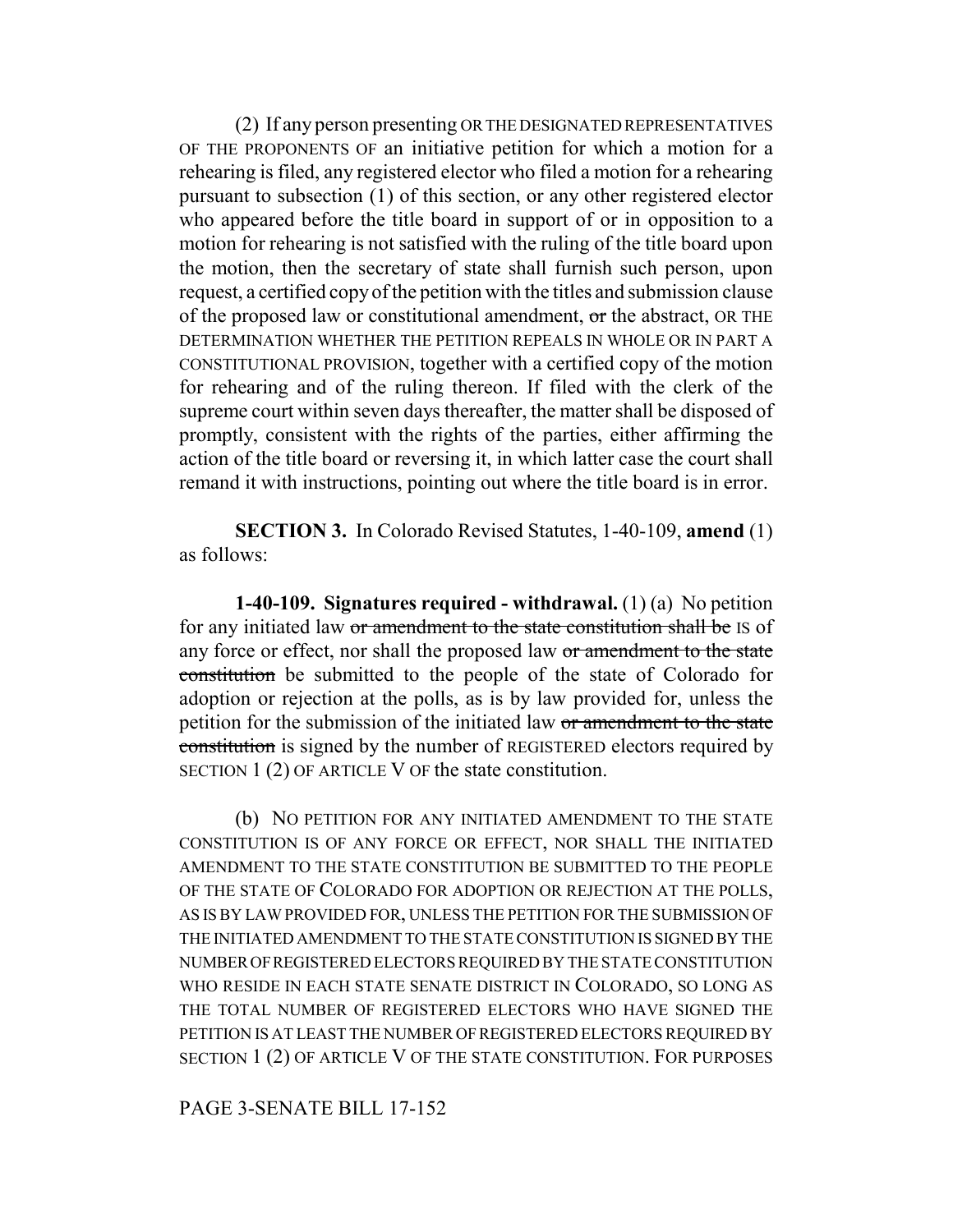(2) If any person presenting OR THE DESIGNATED REPRESENTATIVES OF THE PROPONENTS OF an initiative petition for which a motion for a rehearing is filed, any registered elector who filed a motion for a rehearing pursuant to subsection (1) of this section, or any other registered elector who appeared before the title board in support of or in opposition to a motion for rehearing is not satisfied with the ruling of the title board upon the motion, then the secretary of state shall furnish such person, upon request, a certified copy of the petition with the titles and submission clause of the proposed law or constitutional amendment, ~~or~~ the abstract, OR THE DETERMINATION WHETHER THE PETITION REPEALS IN WHOLE OR IN PART A CONSTITUTIONAL PROVISION, together with a certified copy of the motion for rehearing and of the ruling thereon. If filed with the clerk of the supreme court within seven days thereafter, the matter shall be disposed of promptly, consistent with the rights of the parties, either affirming the action of the title board or reversing it, in which latter case the court shall remand it with instructions, pointing out where the title board is in error.

**SECTION 3.** In Colorado Revised Statutes, 1-40-109, **amend** (1) as follows:

**1-40-109. Signatures required - withdrawal.** (1) (a) No petition for any initiated law ~~or amendment to the state constitution shall be~~ IS of any force or effect, nor shall the proposed law ~~or amendment to the state constitution~~ be submitted to the people of the state of Colorado for adoption or rejection at the polls, as is by law provided for, unless the petition for the submission of the initiated law ~~or amendment to the state constitution~~ is signed by the number of REGISTERED electors required by SECTION 1 (2) OF ARTICLE V OF the state constitution.

(b) NO PETITION FOR ANY INITIATED AMENDMENT TO THE STATE CONSTITUTION IS OF ANY FORCE OR EFFECT, NOR SHALL THE INITIATED AMENDMENT TO THE STATE CONSTITUTION BE SUBMITTED TO THE PEOPLE OF THE STATE OF COLORADO FOR ADOPTION OR REJECTION AT THE POLLS, AS IS BY LAW PROVIDED FOR, UNLESS THE PETITION FOR THE SUBMISSION OF THE INITIATED AMENDMENT TO THE STATE CONSTITUTION IS SIGNED BY THE NUMBER OF REGISTERED ELECTORS REQUIRED BY THE STATE CONSTITUTION WHO RESIDE IN EACH STATE SENATE DISTRICT IN COLORADO, SO LONG AS THE TOTAL NUMBER OF REGISTERED ELECTORS WHO HAVE SIGNED THE PETITION IS AT LEAST THE NUMBER OF REGISTERED ELECTORS REQUIRED BY SECTION 1 (2) OF ARTICLE V OF THE STATE CONSTITUTION. FOR PURPOSES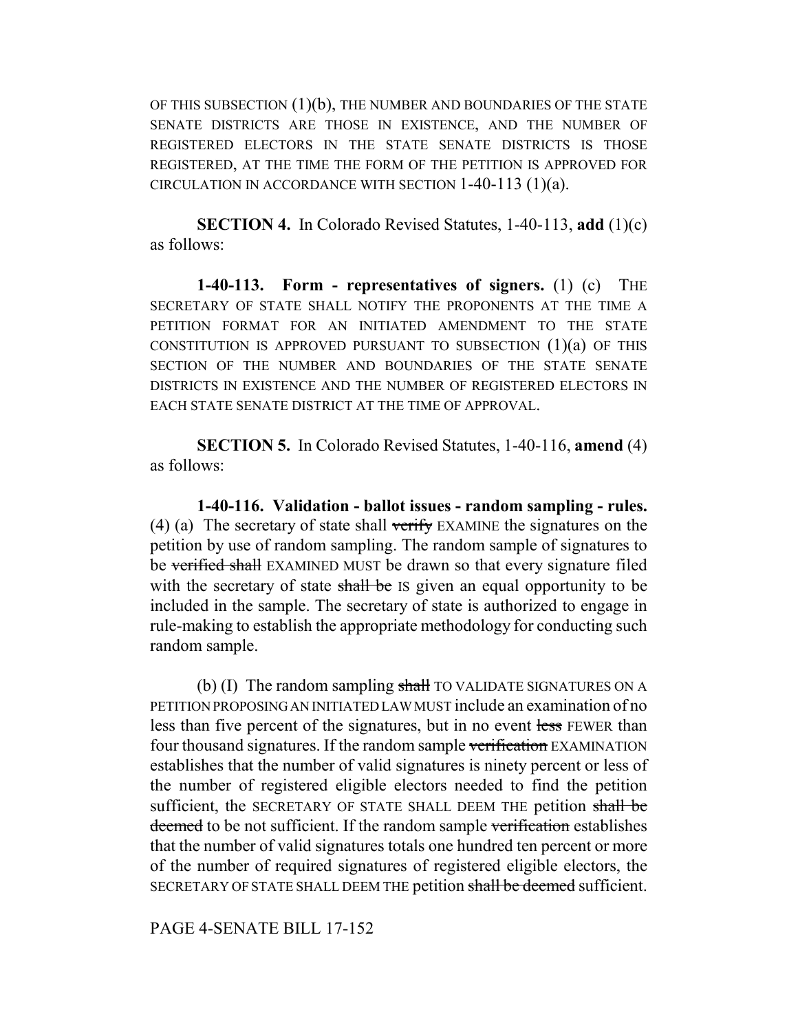OF THIS SUBSECTION (1)(b), THE NUMBER AND BOUNDARIES OF THE STATE SENATE DISTRICTS ARE THOSE IN EXISTENCE, AND THE NUMBER OF REGISTERED ELECTORS IN THE STATE SENATE DISTRICTS IS THOSE REGISTERED, AT THE TIME THE FORM OF THE PETITION IS APPROVED FOR CIRCULATION IN ACCORDANCE WITH SECTION 1-40-113 (1)(a).

**SECTION 4.** In Colorado Revised Statutes, 1-40-113, **add** (1)(c) as follows:

**1-40-113. Form - representatives of signers.** (1) (c) THE SECRETARY OF STATE SHALL NOTIFY THE PROPONENTS AT THE TIME A PETITION FORMAT FOR AN INITIATED AMENDMENT TO THE STATE CONSTITUTION IS APPROVED PURSUANT TO SUBSECTION (1)(a) OF THIS SECTION OF THE NUMBER AND BOUNDARIES OF THE STATE SENATE DISTRICTS IN EXISTENCE AND THE NUMBER OF REGISTERED ELECTORS IN EACH STATE SENATE DISTRICT AT THE TIME OF APPROVAL.

**SECTION 5.** In Colorado Revised Statutes, 1-40-116, **amend** (4) as follows:

**1-40-116. Validation - ballot issues - random sampling - rules.** (4) (a) The secretary of state shall ~~verify~~ EXAMINE the signatures on the petition by use of random sampling. The random sample of signatures to be ~~verified shall~~ EXAMINED MUST be drawn so that every signature filed with the secretary of state ~~shall be~~ IS given an equal opportunity to be included in the sample. The secretary of state is authorized to engage in rule-making to establish the appropriate methodology for conducting such random sample.

(b) (I) The random sampling ~~shall~~ TO VALIDATE SIGNATURES ON A PETITION PROPOSING AN INITIATED LAW MUST include an examination of no less than five percent of the signatures, but in no event ~~less~~ FEWER than four thousand signatures. If the random sample ~~verification~~ EXAMINATION establishes that the number of valid signatures is ninety percent or less of the number of registered eligible electors needed to find the petition sufficient, the SECRETARY OF STATE SHALL DEEM THE petition ~~shall be deemed~~ to be not sufficient. If the random sample ~~verification~~ establishes that the number of valid signatures totals one hundred ten percent or more of the number of required signatures of registered eligible electors, the SECRETARY OF STATE SHALL DEEM THE petition ~~shall be deemed~~ sufficient.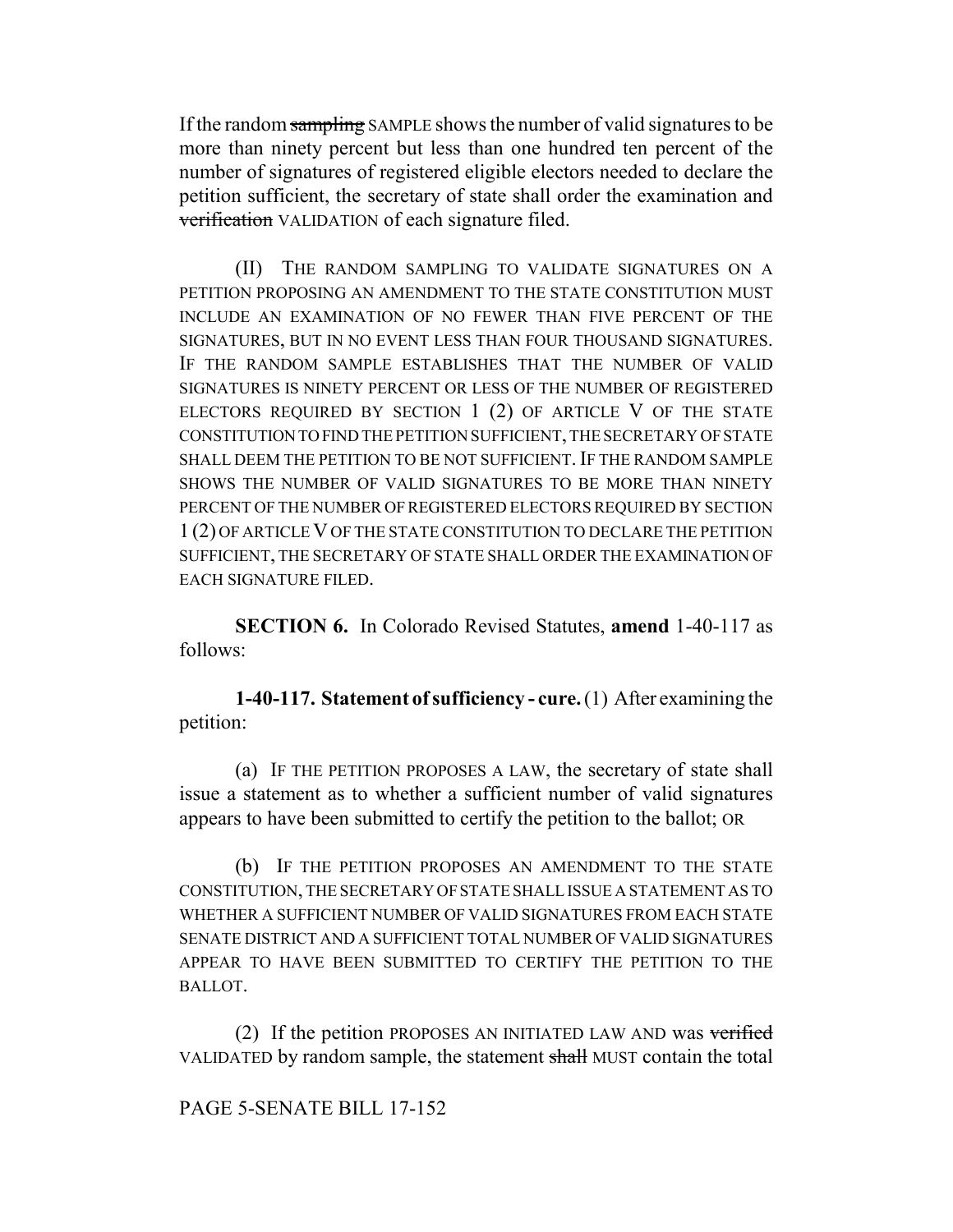If the random ~~sampling~~ SAMPLE shows the number of valid signatures to be more than ninety percent but less than one hundred ten percent of the number of signatures of registered eligible electors needed to declare the petition sufficient, the secretary of state shall order the examination and ~~verification~~ VALIDATION of each signature filed.

(II) THE RANDOM SAMPLING TO VALIDATE SIGNATURES ON A PETITION PROPOSING AN AMENDMENT TO THE STATE CONSTITUTION MUST INCLUDE AN EXAMINATION OF NO FEWER THAN FIVE PERCENT OF THE SIGNATURES, BUT IN NO EVENT LESS THAN FOUR THOUSAND SIGNATURES. IF THE RANDOM SAMPLE ESTABLISHES THAT THE NUMBER OF VALID SIGNATURES IS NINETY PERCENT OR LESS OF THE NUMBER OF REGISTERED ELECTORS REQUIRED BY SECTION 1 (2) OF ARTICLE V OF THE STATE CONSTITUTION TO FIND THE PETITION SUFFICIENT, THE SECRETARY OF STATE SHALL DEEM THE PETITION TO BE NOT SUFFICIENT. IF THE RANDOM SAMPLE SHOWS THE NUMBER OF VALID SIGNATURES TO BE MORE THAN NINETY PERCENT OF THE NUMBER OF REGISTERED ELECTORS REQUIRED BY SECTION 1 (2) OF ARTICLE V OF THE STATE CONSTITUTION TO DECLARE THE PETITION SUFFICIENT, THE SECRETARY OF STATE SHALL ORDER THE EXAMINATION OF EACH SIGNATURE FILED.

**SECTION 6.** In Colorado Revised Statutes, **amend** 1-40-117 as follows:

**1-40-117. Statement of sufficiency - cure.** (1) After examining the petition:

(a) IF THE PETITION PROPOSES A LAW, the secretary of state shall issue a statement as to whether a sufficient number of valid signatures appears to have been submitted to certify the petition to the ballot; OR

(b) IF THE PETITION PROPOSES AN AMENDMENT TO THE STATE CONSTITUTION, THE SECRETARY OF STATE SHALL ISSUE A STATEMENT AS TO WHETHER A SUFFICIENT NUMBER OF VALID SIGNATURES FROM EACH STATE SENATE DISTRICT AND A SUFFICIENT TOTAL NUMBER OF VALID SIGNATURES APPEAR TO HAVE BEEN SUBMITTED TO CERTIFY THE PETITION TO THE BALLOT.

(2) If the petition PROPOSES AN INITIATED LAW AND was ~~verified~~ VALIDATED by random sample, the statement ~~shall~~ MUST contain the total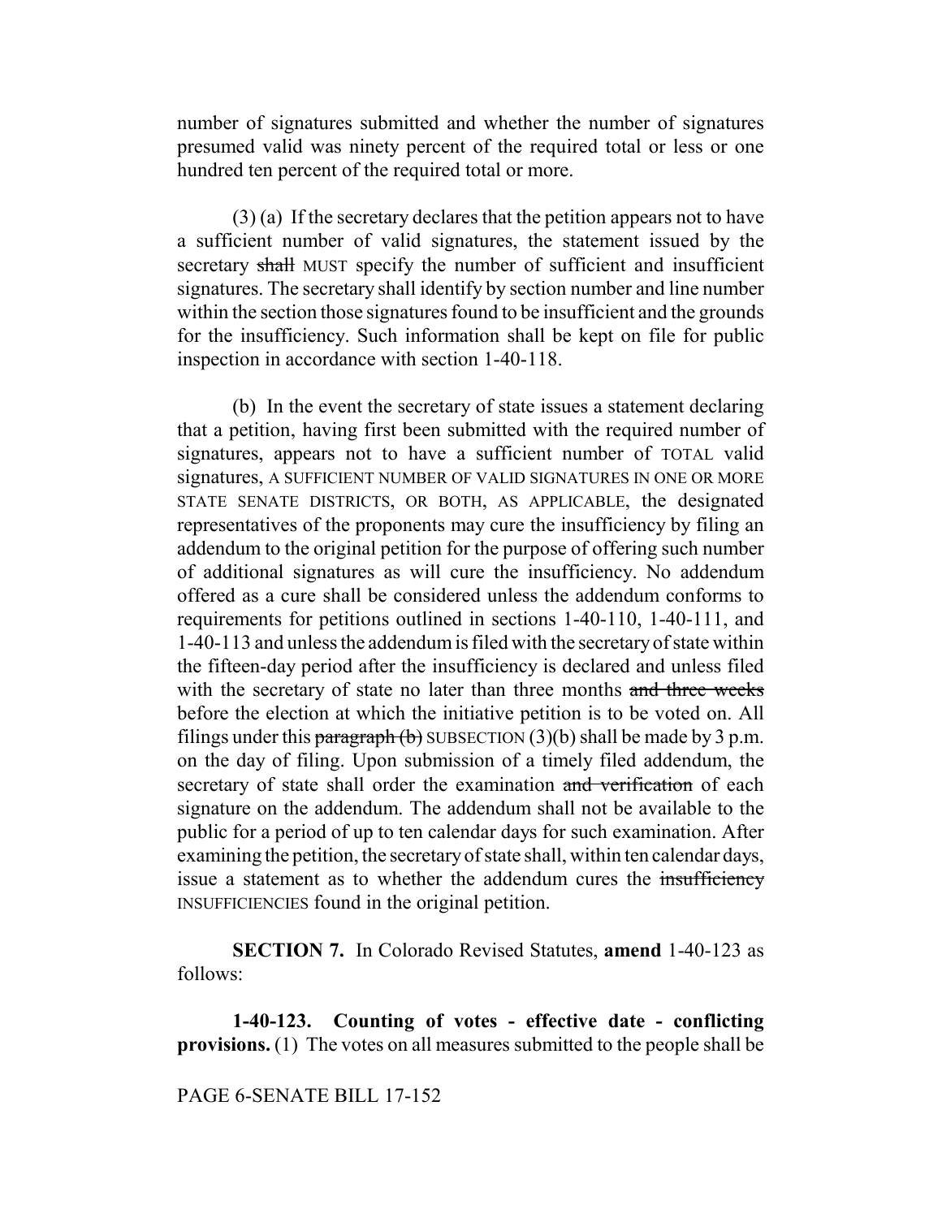number of signatures submitted and whether the number of signatures presumed valid was ninety percent of the required total or less or one hundred ten percent of the required total or more.

(3) (a) If the secretary declares that the petition appears not to have a sufficient number of valid signatures, the statement issued by the secretary ~~shall~~ MUST specify the number of sufficient and insufficient signatures. The secretary shall identify by section number and line number within the section those signatures found to be insufficient and the grounds for the insufficiency. Such information shall be kept on file for public inspection in accordance with section 1-40-118.

(b) In the event the secretary of state issues a statement declaring that a petition, having first been submitted with the required number of signatures, appears not to have a sufficient number of TOTAL valid signatures, A SUFFICIENT NUMBER OF VALID SIGNATURES IN ONE OR MORE STATE SENATE DISTRICTS, OR BOTH, AS APPLICABLE, the designated representatives of the proponents may cure the insufficiency by filing an addendum to the original petition for the purpose of offering such number of additional signatures as will cure the insufficiency. No addendum offered as a cure shall be considered unless the addendum conforms to requirements for petitions outlined in sections 1-40-110, 1-40-111, and 1-40-113 and unless the addendum is filed with the secretary of state within the fifteen-day period after the insufficiency is declared and unless filed with the secretary of state no later than three months ~~and three weeks~~ before the election at which the initiative petition is to be voted on. All filings under this ~~paragraph (b)~~ SUBSECTION (3)(b) shall be made by 3 p.m. on the day of filing. Upon submission of a timely filed addendum, the secretary of state shall order the examination ~~and verification~~ of each signature on the addendum. The addendum shall not be available to the public for a period of up to ten calendar days for such examination. After examining the petition, the secretary of state shall, within ten calendar days, issue a statement as to whether the addendum cures the ~~insufficiency~~ INSUFFICIENCIES found in the original petition.

**SECTION 7.** In Colorado Revised Statutes, **amend** 1-40-123 as follows:

**1-40-123. Counting of votes - effective date - conflicting provisions.** (1) The votes on all measures submitted to the people shall be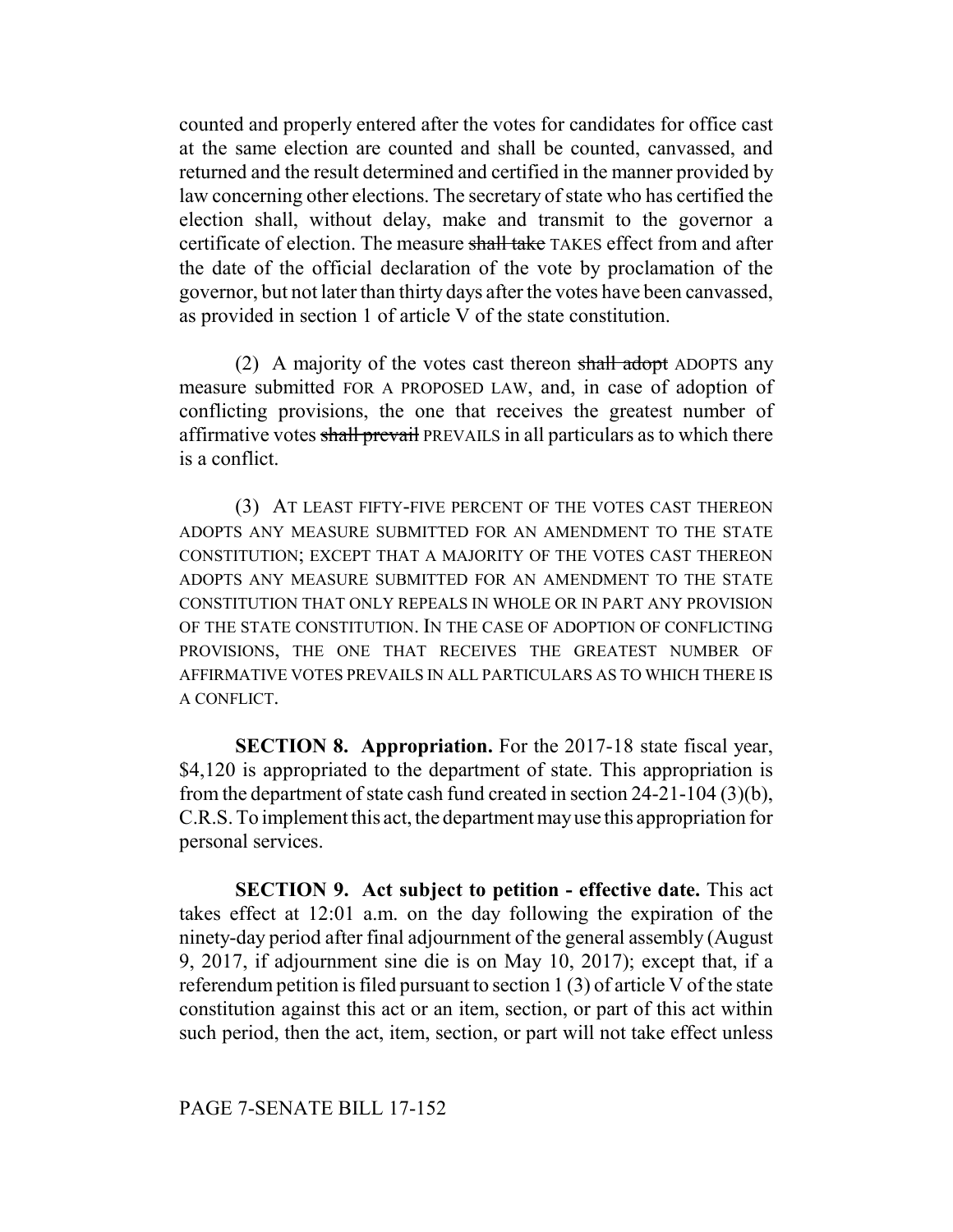counted and properly entered after the votes for candidates for office cast at the same election are counted and shall be counted, canvassed, and returned and the result determined and certified in the manner provided by law concerning other elections. The secretary of state who has certified the election shall, without delay, make and transmit to the governor a certificate of election. The measure ~~shall take~~ TAKES effect from and after the date of the official declaration of the vote by proclamation of the governor, but not later than thirty days after the votes have been canvassed, as provided in section 1 of article V of the state constitution.

(2) A majority of the votes cast thereon ~~shall adopt~~ ADOPTS any measure submitted FOR A PROPOSED LAW, and, in case of adoption of conflicting provisions, the one that receives the greatest number of affirmative votes ~~shall prevail~~ PREVAILS in all particulars as to which there is a conflict.

(3) AT LEAST FIFTY-FIVE PERCENT OF THE VOTES CAST THEREON ADOPTS ANY MEASURE SUBMITTED FOR AN AMENDMENT TO THE STATE CONSTITUTION; EXCEPT THAT A MAJORITY OF THE VOTES CAST THEREON ADOPTS ANY MEASURE SUBMITTED FOR AN AMENDMENT TO THE STATE CONSTITUTION THAT ONLY REPEALS IN WHOLE OR IN PART ANY PROVISION OF THE STATE CONSTITUTION. IN THE CASE OF ADOPTION OF CONFLICTING PROVISIONS, THE ONE THAT RECEIVES THE GREATEST NUMBER OF AFFIRMATIVE VOTES PREVAILS IN ALL PARTICULARS AS TO WHICH THERE IS A CONFLICT.

**SECTION 8. Appropriation.** For the 2017-18 state fiscal year, $4,120 is appropriated to the department of state. This appropriation is from the department of state cash fund created in section 24-21-104 (3)(b), C.R.S. To implement this act, the department may use this appropriation for personal services.

**SECTION 9. Act subject to petition - effective date.** This act takes effect at 12:01 a.m. on the day following the expiration of the ninety-day period after final adjournment of the general assembly (August 9, 2017, if adjournment sine die is on May 10, 2017); except that, if a referendum petition is filed pursuant to section 1 (3) of article V of the state constitution against this act or an item, section, or part of this act within such period, then the act, item, section, or part will not take effect unless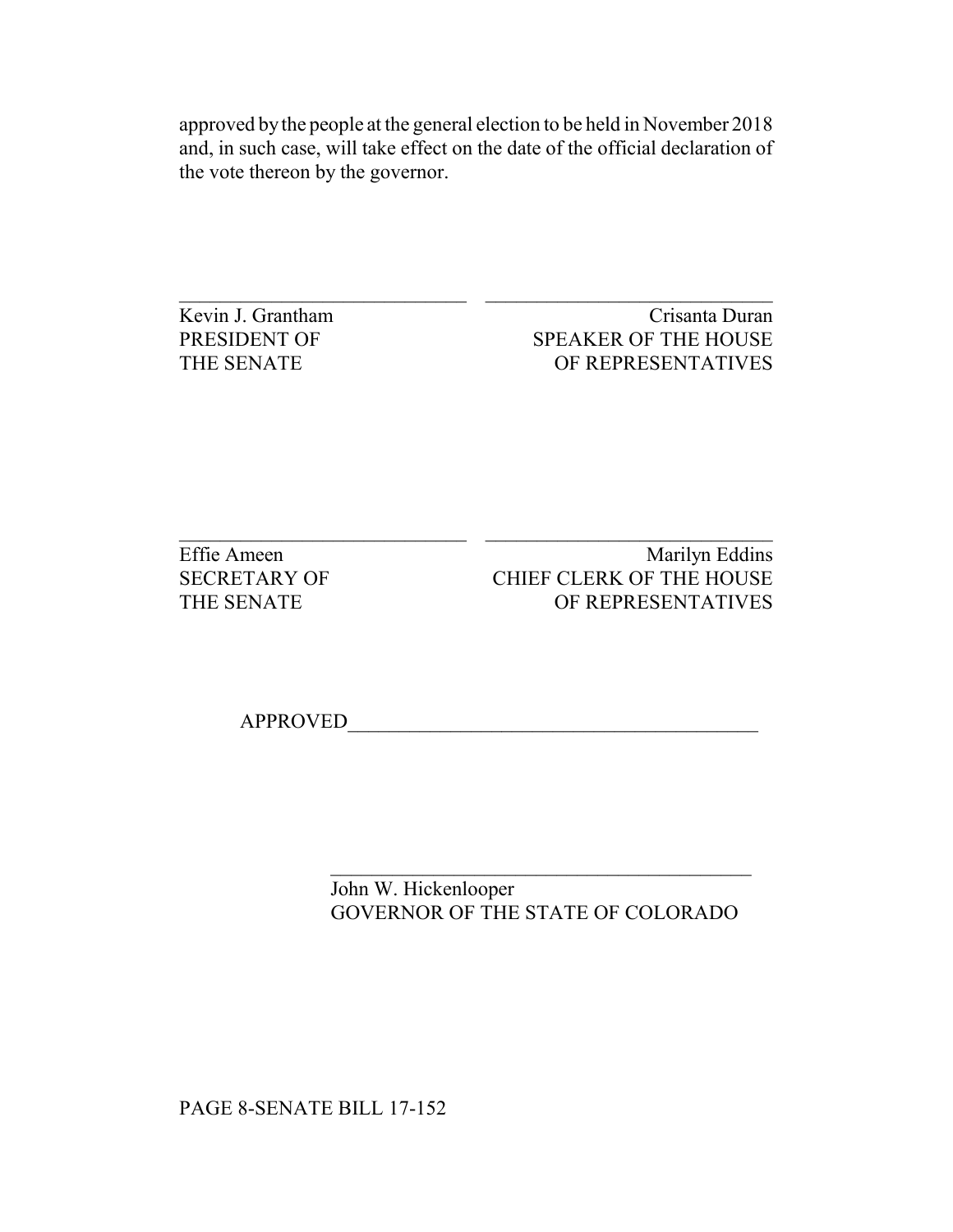approved by the people at the general election to be held in November 2018 and, in such case, will take effect on the date of the official declaration of the vote thereon by the governor.

____________________________

Kevin J. Grantham
PRESIDENT OF
THE SENATE

____________________________

Crisanta Duran
SPEAKER OF THE HOUSE
OF REPRESENTATIVES

____________________________

Effie Ameen
SECRETARY OF
THE SENATE

____________________________

Marilyn Eddins
CHIEF CLERK OF THE HOUSE
OF REPRESENTATIVES

APPROVED________________________________________

____________________________________________

John W. Hickenlooper
GOVERNOR OF THE STATE OF COLORADO

PAGE 8-SENATE BILL 17-152